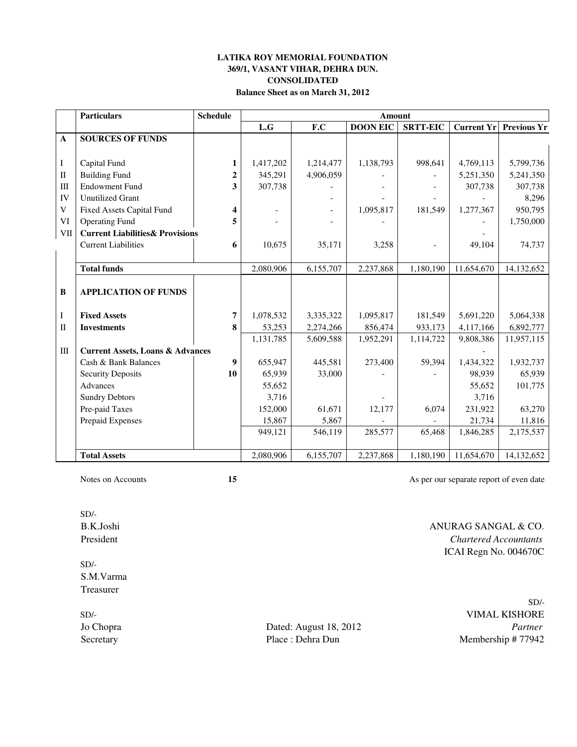**LATIKA ROY MEMORIAL FOUNDATION**
**369/1, VASANT VIHAR, DEHRA DUN.**
**CONSOLIDATED**
**Balance Sheet as on March 31, 2012**

| | Particulars | Schedule | Amount | | | | | |
|---|---|---|---|---|---|---|---|---|
| | | | L.G | F.C | DOON EIC | SRTT-EIC | Current Yr | Previous Yr |
| **A** | **SOURCES OF FUNDS** | | | | | | | |
| I | Capital Fund | 1 | 1,417,202 | 1,214,477 | 1,138,793 | 998,641 | 4,769,113 | 5,799,736 |
| II | Building Fund | 2 | 345,291 | 4,906,059 | - | - | 5,251,350 | 5,241,350 |
| III | Endowment Fund | 3 | 307,738 | - | - | - | 307,738 | 307,738 |
| IV | Unutilized Grant | | | - | - | - | - | 8,296 |
| V | Fixed Assets Capital Fund | 4 | - | - | 1,095,817 | 181,549 | 1,277,367 | 950,795 |
| VI | Operating Fund | 5 | - | - | - | | - | 1,750,000 |
| VII | **Current Liabilities& Provisions** | | | | | | - | |
| | Current Liabilities | 6 | 10,675 | 35,171 | 3,258 | - | 49,104 | 74,737 |
| | **Total funds** | | 2,080,906 | 6,155,707 | 2,237,868 | 1,180,190 | 11,654,670 | 14,132,652 |
| **B** | **APPLICATION OF FUNDS** | | | | | | | |
| I | **Fixed Assets** | 7 | 1,078,532 | 3,335,322 | 1,095,817 | 181,549 | 5,691,220 | 5,064,338 |
| II | **Investments** | 8 | 53,253 | 2,274,266 | 856,474 | 933,173 | 4,117,166 | 6,892,777 |
| | | | 1,131,785 | 5,609,588 | 1,952,291 | 1,114,722 | 9,808,386 | 11,957,115 |
| III | **Current Assets, Loans & Advances** | | | | | | - | |
| | Cash & Bank Balances | 9 | 655,947 | 445,581 | 273,400 | 59,394 | 1,434,322 | 1,932,737 |
| | Security Deposits | 10 | 65,939 | 33,000 | - | - | 98,939 | 65,939 |
| | Advances | | 55,652 | | | | 55,652 | 101,775 |
| | Sundry Debtors | | 3,716 | | - | | 3,716 | |
| | Pre-paid Taxes | | 152,000 | 61,671 | 12,177 | 6,074 | 231,922 | 63,270 |
| | Prepaid Expenses | | 15,867 | 5,867 | - | - | 21,734 | 11,816 |
| | | | 949,121 | 546,119 | 285,577 | 65,468 | 1,846,285 | 2,175,537 |
| | **Total Assets** | | 2,080,906 | 6,155,707 | 2,237,868 | 1,180,190 | 11,654,670 | 14,132,652 |

Notes on Accounts **15**

As per our separate report of even date

SD/-
B.K.Joshi
President

SD/-
S.M.Varma
Treasurer

SD/-
Jo Chopra
Secretary

Dated: August 18, 2012
Place : Dehra Dun

ANURAG SANGAL & CO.
*Chartered Accountants*
ICAI Regn No. 004670C

SD/-
VIMAL KISHORE
*Partner*
Membership # 77942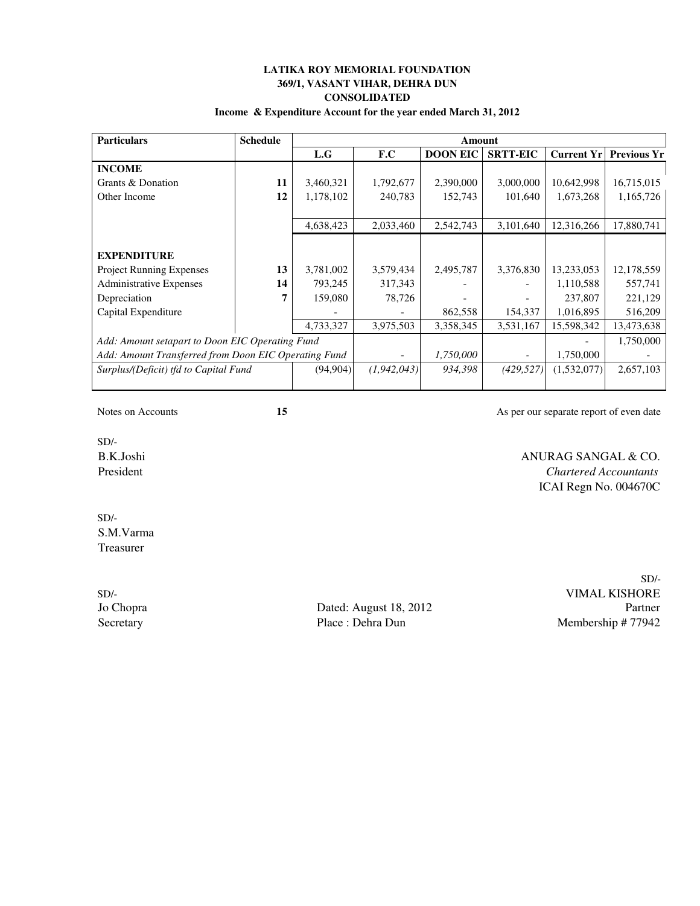**LATIKA ROY MEMORIAL FOUNDATION**
**369/1, VASANT VIHAR, DEHRA DUN**
**CONSOLIDATED**
**Income & Expenditure Account for the year ended March 31, 2012**

| Particulars | Schedule | Amount | | | | | |
|---|---|---|---|---|---|---|---|
| | | L.G | F.C | DOON EIC | SRTT-EIC | Current Yr | Previous Yr |
| **INCOME** | | | | | | | |
| Grants & Donation | 11 | 3,460,321 | 1,792,677 | 2,390,000 | 3,000,000 | 10,642,998 | 16,715,015 |
| Other Income | 12 | 1,178,102 | 240,783 | 152,743 | 101,640 | 1,673,268 | 1,165,726 |
| | | 4,638,423 | 2,033,460 | 2,542,743 | 3,101,640 | 12,316,266 | 17,880,741 |
| **EXPENDITURE** | | | | | | | |
| Project Running Expenses | 13 | 3,781,002 | 3,579,434 | 2,495,787 | 3,376,830 | 13,233,053 | 12,178,559 |
| Administrative Expenses | 14 | 793,245 | 317,343 | - | - | 1,110,588 | 557,741 |
| Depreciation | 7 | 159,080 | 78,726 | - | - | 237,807 | 221,129 |
| Capital Expenditure | | - | - | 862,558 | 154,337 | 1,016,895 | 516,209 |
| | | 4,733,327 | 3,975,503 | 3,358,345 | 3,531,167 | 15,598,342 | 13,473,638 |
| *Add: Amount setapart to Doon EIC Operating Fund* | | | | | | - | 1,750,000 |
| *Add: Amount Transferred from Doon EIC Operating Fund* | | | - | *1,750,000* | - | 1,750,000 | - |
| *Surplus/(Deficit) tfd to Capital Fund* | | (94,904) | *(1,942,043)* | *934,398* | *(429,527)* | (1,532,077) | 2,657,103 |

Notes on Accounts **15**

As per our separate report of even date

SD/-
B.K.Joshi
President

ANURAG SANGAL & CO.
*Chartered Accountants*
ICAI Regn No. 004670C

SD/-
S.M.Varma
Treasurer

SD/-
Jo Chopra
Secretary

Dated: August 18, 2012
Place : Dehra Dun

SD/-
VIMAL KISHORE
Partner
Membership # 77942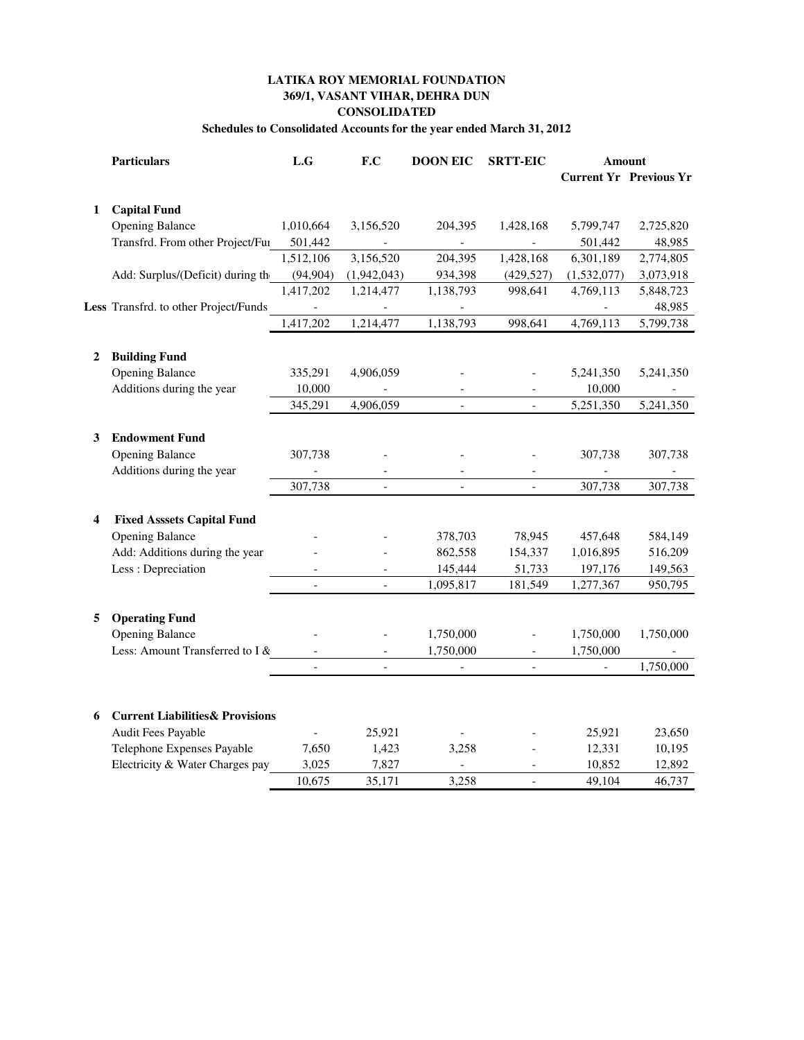**LATIKA ROY MEMORIAL FOUNDATION**
**369/1, VASANT VIHAR, DEHRA DUN**
**CONSOLIDATED**
**Schedules to Consolidated Accounts for the year ended March 31, 2012**

| | Particulars | L.G | F.C | DOON EIC | SRTT-EIC | Amount | |
|---|---|---|---|---|---|---|---|
| | | | | | | Current Yr | Previous Yr |
| **1** | **Capital Fund** | | | | | | |
| | Opening Balance | 1,010,664 | 3,156,520 | 204,395 | 1,428,168 | 5,799,747 | 2,725,820 |
| | Transfrd. From other Project/Fu | 501,442 | - | - | - | 501,442 | 48,985 |
| | | 1,512,106 | 3,156,520 | 204,395 | 1,428,168 | 6,301,189 | 2,774,805 |
| | Add: Surplus/(Deficit) during th | (94,904) | (1,942,043) | 934,398 | (429,527) | (1,532,077) | 3,073,918 |
| | | 1,417,202 | 1,214,477 | 1,138,793 | 998,641 | 4,769,113 | 5,848,723 |
| **Less** | Transfrd. to other Project/Funds | - | - | - | | - | 48,985 |
| | | 1,417,202 | 1,214,477 | 1,138,793 | 998,641 | 4,769,113 | 5,799,738 |
| **2** | **Building Fund** | | | | | | |
| | Opening Balance | 335,291 | 4,906,059 | - | - | 5,241,350 | 5,241,350 |
| | Additions during the year | 10,000 | - | - | - | 10,000 | - |
| | | 345,291 | 4,906,059 | - | - | 5,251,350 | 5,241,350 |
| **3** | **Endowment Fund** | | | | | | |
| | Opening Balance | 307,738 | - | - | - | 307,738 | 307,738 |
| | Additions during the year | - | - | - | - | - | - |
| | | 307,738 | - | - | - | 307,738 | 307,738 |
| **4** | **Fixed Asssets Capital Fund** | | | | | | |
| | Opening Balance | - | - | 378,703 | 78,945 | 457,648 | 584,149 |
| | Add: Additions during the year | - | - | 862,558 | 154,337 | 1,016,895 | 516,209 |
| | Less : Depreciation | - | - | 145,444 | 51,733 | 197,176 | 149,563 |
| | | - | - | 1,095,817 | 181,549 | 1,277,367 | 950,795 |
| **5** | **Operating Fund** | | | | | | |
| | Opening Balance | - | - | 1,750,000 | - | 1,750,000 | 1,750,000 |
| | Less: Amount Transferred to I & | - | - | 1,750,000 | - | 1,750,000 | - |
| | | - | - | - | - | - | 1,750,000 |
| **6** | **Current Liabilities& Provisions** | | | | | | |
| | Audit Fees Payable | - | 25,921 | - | - | 25,921 | 23,650 |
| | Telephone Expenses Payable | 7,650 | 1,423 | 3,258 | - | 12,331 | 10,195 |
| | Electricity & Water Charges pay | 3,025 | 7,827 | - | - | 10,852 | 12,892 |
| | | 10,675 | 35,171 | 3,258 | - | 49,104 | 46,737 |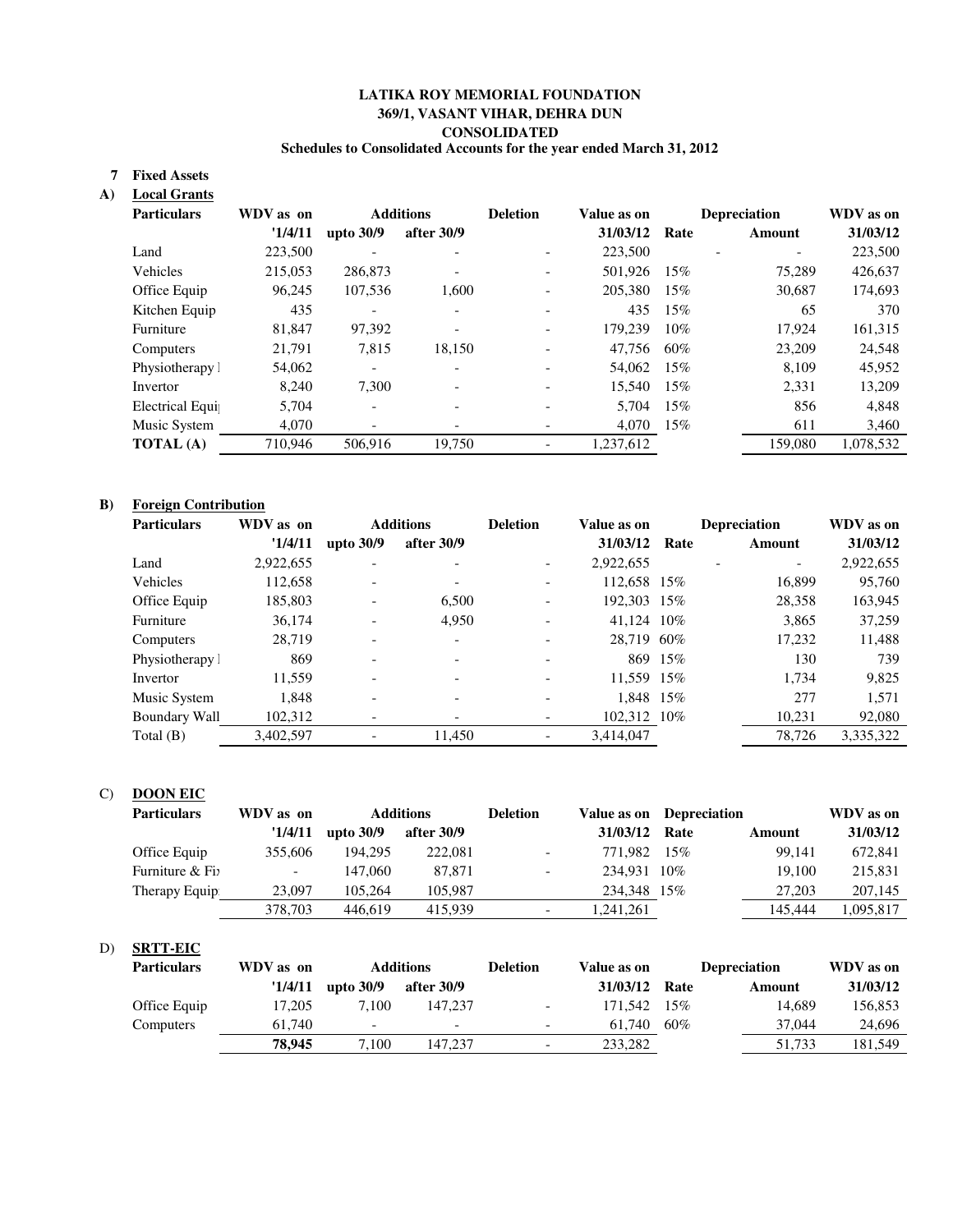**LATIKA ROY MEMORIAL FOUNDATION**
**369/1, VASANT VIHAR, DEHRA DUN**
**CONSOLIDATED**
**Schedules to Consolidated Accounts for the year ended March 31, 2012**

**7 Fixed Assets**

**A) Local Grants**

| Particulars | WDV as on '1/4/11 | Additions upto 30/9 | Additions after 30/9 | Deletion | Value as on 31/03/12 | Rate | Depreciation Amount | WDV as on 31/03/12 |
|---|---|---|---|---|---|---|---|---|
| Land | 223,500 | - | - | - | 223,500 | - | - | 223,500 |
| Vehicles | 215,053 | 286,873 | - | - | 501,926 | 15% | 75,289 | 426,637 |
| Office Equip | 96,245 | 107,536 | 1,600 | - | 205,380 | 15% | 30,687 | 174,693 |
| Kitchen Equip | 435 | - | - | - | 435 | 15% | 65 | 370 |
| Furniture | 81,847 | 97,392 | - | - | 179,239 | 10% | 17,924 | 161,315 |
| Computers | 21,791 | 7,815 | 18,150 | - | 47,756 | 60% | 23,209 | 24,548 |
| Physiotherapy I | 54,062 | - | - | - | 54,062 | 15% | 8,109 | 45,952 |
| Invertor | 8,240 | 7,300 | - | - | 15,540 | 15% | 2,331 | 13,209 |
| Electrical Equi | 5,704 | - | - | - | 5,704 | 15% | 856 | 4,848 |
| Music System | 4,070 | - | - | - | 4,070 | 15% | 611 | 3,460 |
| **TOTAL (A)** | 710,946 | 506,916 | 19,750 | - | 1,237,612 | | 159,080 | 1,078,532 |

**B) Foreign Contribution**

| Particulars | WDV as on '1/4/11 | Additions upto 30/9 | Additions after 30/9 | Deletion | Value as on 31/03/12 | Rate | Depreciation Amount | WDV as on 31/03/12 |
|---|---|---|---|---|---|---|---|---|
| Land | 2,922,655 | - | - | - | 2,922,655 | - | - | 2,922,655 |
| Vehicles | 112,658 | - | - | - | 112,658 | 15% | 16,899 | 95,760 |
| Office Equip | 185,803 | - | 6,500 | - | 192,303 | 15% | 28,358 | 163,945 |
| Furniture | 36,174 | - | 4,950 | - | 41,124 | 10% | 3,865 | 37,259 |
| Computers | 28,719 | - | - | - | 28,719 | 60% | 17,232 | 11,488 |
| Physiotherapy I | 869 | - | - | - | 869 | 15% | 130 | 739 |
| Invertor | 11,559 | - | - | - | 11,559 | 15% | 1,734 | 9,825 |
| Music System | 1,848 | - | - | - | 1,848 | 15% | 277 | 1,571 |
| Boundary Wall | 102,312 | - | - | - | 102,312 | 10% | 10,231 | 92,080 |
| Total (B) | 3,402,597 | - | 11,450 | - | 3,414,047 | | 78,726 | 3,335,322 |

**C) DOON EIC**

| Particulars | WDV as on '1/4/11 | Additions upto 30/9 | Additions after 30/9 | Deletion | Value as on 31/03/12 | Depreciation | Amount | WDV as on 31/03/12 |
|---|---|---|---|---|---|---|---|---|
| Office Equip | 355,606 | 194,295 | 222,081 | - | 771,982 | 15% | 99,141 | 672,841 |
| Furniture & Fi | - | 147,060 | 87,871 | - | 234,931 | 10% | 19,100 | 215,831 |
| Therapy Equip | 23,097 | 105,264 | 105,987 | | 234,348 | 15% | 27,203 | 207,145 |
| | 378,703 | 446,619 | 415,939 | - | 1,241,261 | | 145,444 | 1,095,817 |

**D) SRTT-EIC**

| Particulars | WDV as on '1/4/11 | Additions upto 30/9 | Additions after 30/9 | Deletion | Value as on 31/03/12 | Rate | Depreciation Amount | WDV as on 31/03/12 |
|---|---|---|---|---|---|---|---|---|
| Office Equip | 17,205 | 7,100 | 147,237 | - | 171,542 | 15% | 14,689 | 156,853 |
| Computers | 61,740 | - | - | - | 61,740 | 60% | 37,044 | 24,696 |
| | **78,945** | 7,100 | 147,237 | - | 233,282 | | 51,733 | 181,549 |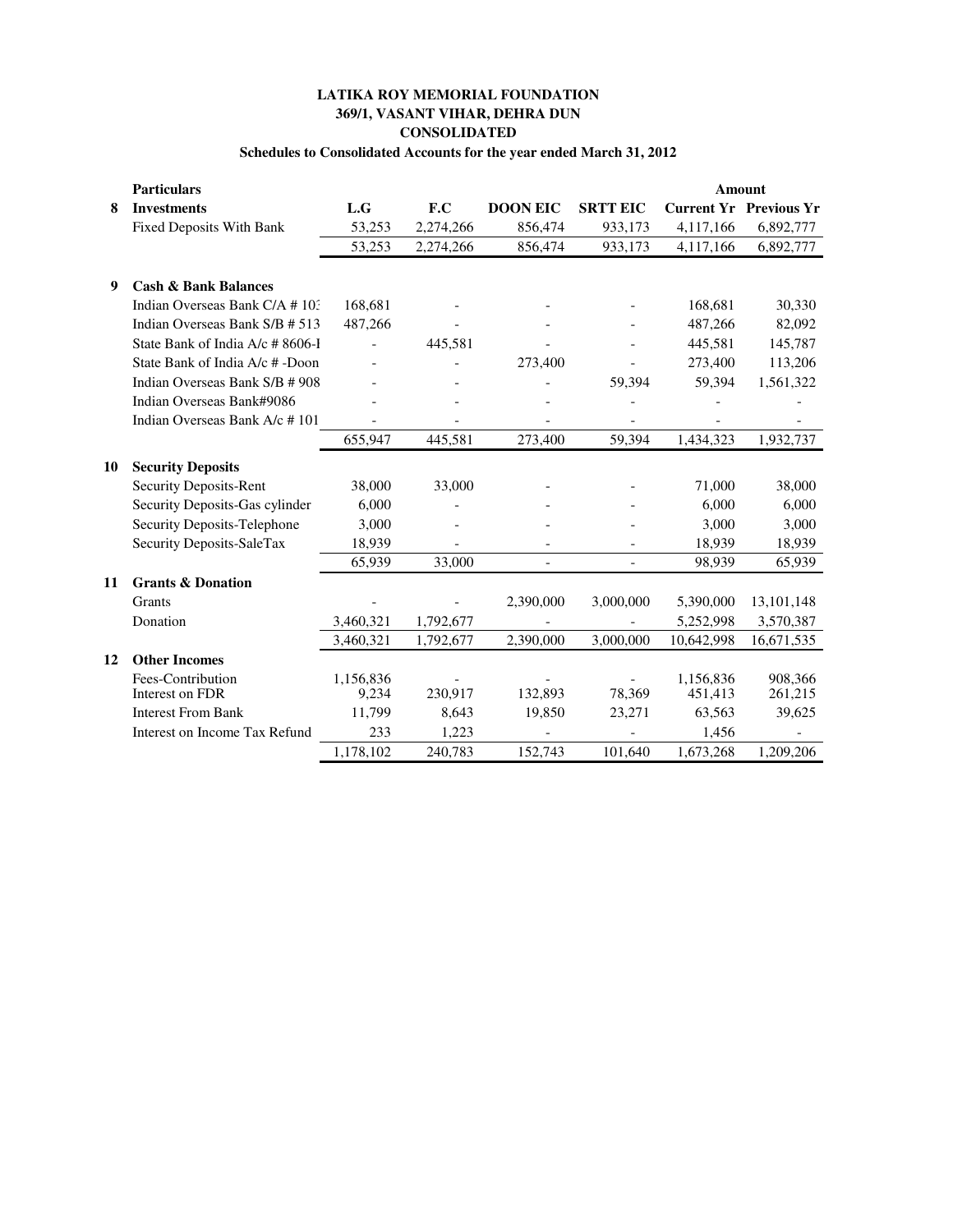**LATIKA ROY MEMORIAL FOUNDATION**
**369/1, VASANT VIHAR, DEHRA DUN**
**CONSOLIDATED**
**Schedules to Consolidated Accounts for the year ended March 31, 2012**

| | Particulars | | | | | Amount | |
|---|---|---|---|---|---|---|---|
| **8** | **Investments** | **L.G** | **F.C** | **DOON EIC** | **SRTT EIC** | **Current Yr** | **Previous Yr** |
| | Fixed Deposits With Bank | 53,253 | 2,274,266 | 856,474 | 933,173 | 4,117,166 | 6,892,777 |
| | | 53,253 | 2,274,266 | 856,474 | 933,173 | 4,117,166 | 6,892,777 |
| **9** | **Cash & Bank Balances** | | | | | | |
| | Indian Overseas Bank C/A # 10: | 168,681 | - | - | - | 168,681 | 30,330 |
| | Indian Overseas Bank S/B # 513 | 487,266 | - | - | - | 487,266 | 82,092 |
| | State Bank of India A/c # 8606-I | - | 445,581 | - | - | 445,581 | 145,787 |
| | State Bank of India A/c # -Doon | - | - | 273,400 | - | 273,400 | 113,206 |
| | Indian Overseas Bank S/B # 908 | - | - | - | 59,394 | 59,394 | 1,561,322 |
| | Indian Overseas Bank#9086 | - | - | - | - | - | - |
| | Indian Overseas Bank A/c # 101 | - | - | - | - | - | - |
| | | 655,947 | 445,581 | 273,400 | 59,394 | 1,434,323 | 1,932,737 |
| **10** | **Security Deposits** | | | | | | |
| | Security Deposits-Rent | 38,000 | 33,000 | - | - | 71,000 | 38,000 |
| | Security Deposits-Gas cylinder | 6,000 | - | - | - | 6,000 | 6,000 |
| | Security Deposits-Telephone | 3,000 | - | - | - | 3,000 | 3,000 |
| | Security Deposits-SaleTax | 18,939 | - | - | - | 18,939 | 18,939 |
| | | 65,939 | 33,000 | - | - | 98,939 | 65,939 |
| **11** | **Grants & Donation** | | | | | | |
| | Grants | - | - | 2,390,000 | 3,000,000 | 5,390,000 | 13,101,148 |
| | Donation | 3,460,321 | 1,792,677 | - | - | 5,252,998 | 3,570,387 |
| | | 3,460,321 | 1,792,677 | 2,390,000 | 3,000,000 | 10,642,998 | 16,671,535 |
| **12** | **Other Incomes** | | | | | | |
| | Fees-Contribution | 1,156,836 | - | - | - | 1,156,836 | 908,366 |
| | Interest on FDR | 9,234 | 230,917 | 132,893 | 78,369 | 451,413 | 261,215 |
| | Interest From Bank | 11,799 | 8,643 | 19,850 | 23,271 | 63,563 | 39,625 |
| | Interest on Income Tax Refund | 233 | 1,223 | - | - | 1,456 | - |
| | | 1,178,102 | 240,783 | 152,743 | 101,640 | 1,673,268 | 1,209,206 |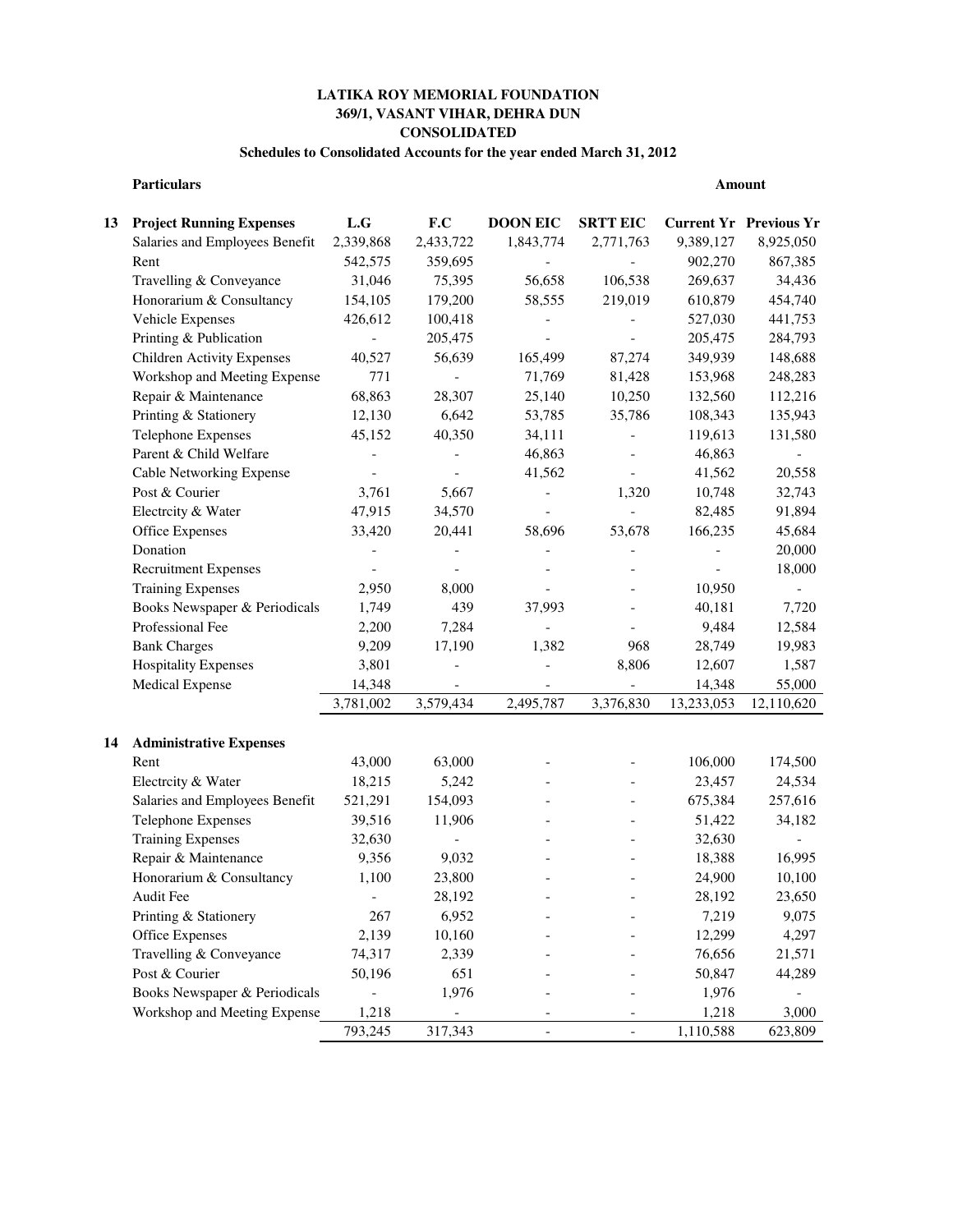**LATIKA ROY MEMORIAL FOUNDATION**
**369/1, VASANT VIHAR, DEHRA DUN**
**CONSOLIDATED**
**Schedules to Consolidated Accounts for the year ended March 31, 2012**

| | Particulars | | | | | Amount | |
|---|---|---|---|---|---|---|---|
| **13** | **Project Running Expenses** | **L.G** | **F.C** | **DOON EIC** | **SRTT EIC** | **Current Yr** | **Previous Yr** |
| | Salaries and Employees Benefit | 2,339,868 | 2,433,722 | 1,843,774 | 2,771,763 | 9,389,127 | 8,925,050 |
| | Rent | 542,575 | 359,695 | - | - | 902,270 | 867,385 |
| | Travelling & Conveyance | 31,046 | 75,395 | 56,658 | 106,538 | 269,637 | 34,436 |
| | Honorarium & Consultancy | 154,105 | 179,200 | 58,555 | 219,019 | 610,879 | 454,740 |
| | Vehicle Expenses | 426,612 | 100,418 | - | - | 527,030 | 441,753 |
| | Printing & Publication | - | 205,475 | - | - | 205,475 | 284,793 |
| | Children Activity Expenses | 40,527 | 56,639 | 165,499 | 87,274 | 349,939 | 148,688 |
| | Workshop and Meeting Expense | 771 | - | 71,769 | 81,428 | 153,968 | 248,283 |
| | Repair & Maintenance | 68,863 | 28,307 | 25,140 | 10,250 | 132,560 | 112,216 |
| | Printing & Stationery | 12,130 | 6,642 | 53,785 | 35,786 | 108,343 | 135,943 |
| | Telephone Expenses | 45,152 | 40,350 | 34,111 | - | 119,613 | 131,580 |
| | Parent & Child Welfare | - | - | 46,863 | - | 46,863 | - |
| | Cable Networking Expense | - | - | 41,562 | - | 41,562 | 20,558 |
| | Post & Courier | 3,761 | 5,667 | - | 1,320 | 10,748 | 32,743 |
| | Electrcity & Water | 47,915 | 34,570 | - | - | 82,485 | 91,894 |
| | Office Expenses | 33,420 | 20,441 | 58,696 | 53,678 | 166,235 | 45,684 |
| | Donation | - | - | - | - | - | 20,000 |
| | Recruitment Expenses | - | - | - | - | - | 18,000 |
| | Training Expenses | 2,950 | 8,000 | - | - | 10,950 | - |
| | Books Newspaper & Periodicals | 1,749 | 439 | 37,993 | - | 40,181 | 7,720 |
| | Professional Fee | 2,200 | 7,284 | - | - | 9,484 | 12,584 |
| | Bank Charges | 9,209 | 17,190 | 1,382 | 968 | 28,749 | 19,983 |
| | Hospitality Expenses | 3,801 | - | - | 8,806 | 12,607 | 1,587 |
| | Medical Expense | 14,348 | - | - | - | 14,348 | 55,000 |
| | | 3,781,002 | 3,579,434 | 2,495,787 | 3,376,830 | 13,233,053 | 12,110,620 |
| | | | | | | | |
| **14** | **Administrative Expenses** | | | | | | |
| | Rent | 43,000 | 63,000 | - | - | 106,000 | 174,500 |
| | Electrcity & Water | 18,215 | 5,242 | - | - | 23,457 | 24,534 |
| | Salaries and Employees Benefit | 521,291 | 154,093 | - | - | 675,384 | 257,616 |
| | Telephone Expenses | 39,516 | 11,906 | - | - | 51,422 | 34,182 |
| | Training Expenses | 32,630 | - | - | - | 32,630 | - |
| | Repair & Maintenance | 9,356 | 9,032 | - | - | 18,388 | 16,995 |
| | Honorarium & Consultancy | 1,100 | 23,800 | - | - | 24,900 | 10,100 |
| | Audit Fee | - | 28,192 | - | - | 28,192 | 23,650 |
| | Printing & Stationery | 267 | 6,952 | - | - | 7,219 | 9,075 |
| | Office Expenses | 2,139 | 10,160 | - | - | 12,299 | 4,297 |
| | Travelling & Conveyance | 74,317 | 2,339 | - | - | 76,656 | 21,571 |
| | Post & Courier | 50,196 | 651 | - | - | 50,847 | 44,289 |
| | Books Newspaper & Periodicals | - | 1,976 | - | - | 1,976 | - |
| | Workshop and Meeting Expense | 1,218 | - | - | - | 1,218 | 3,000 |
| | | 793,245 | 317,343 | - | - | 1,110,588 | 623,809 |